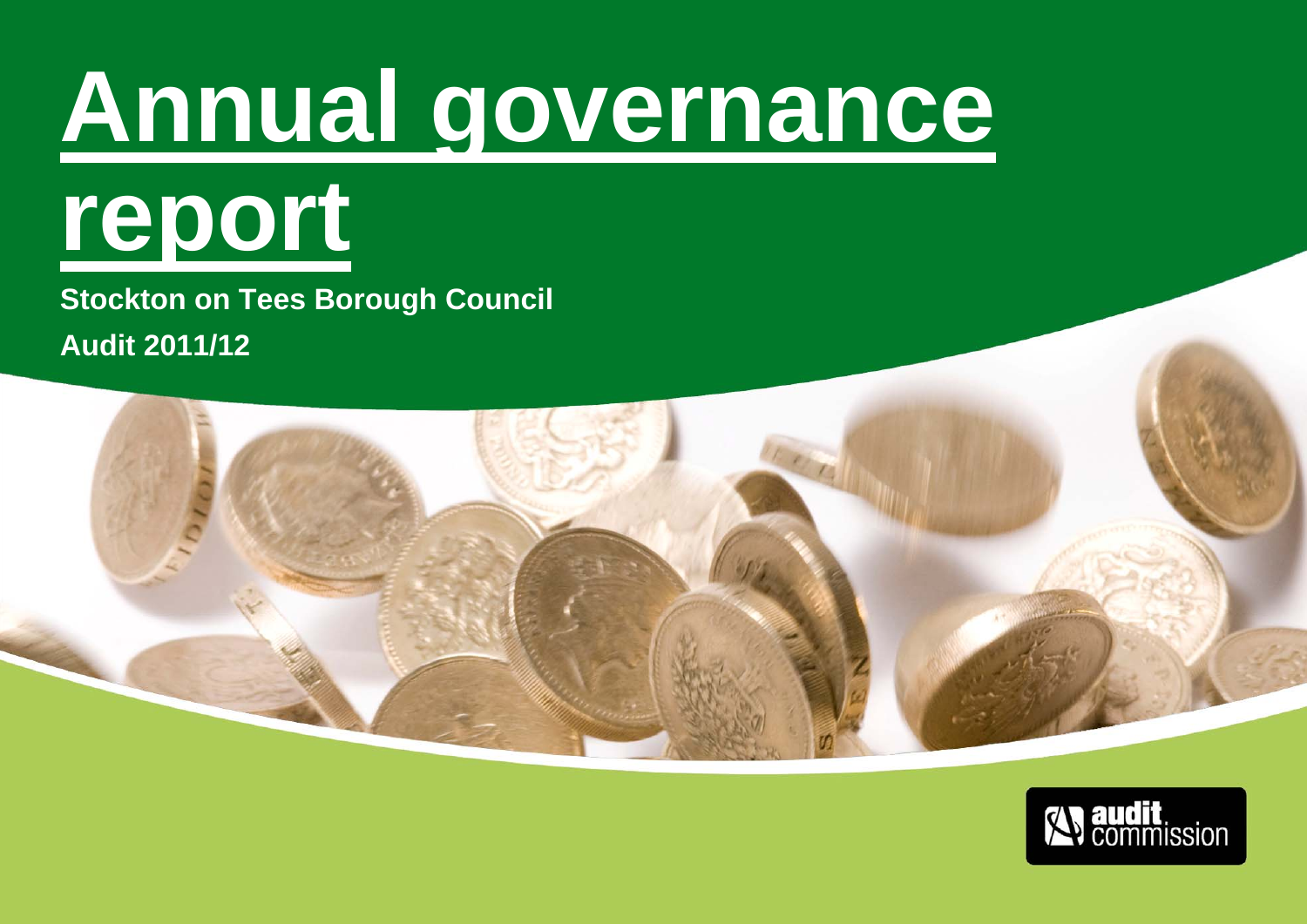# Annual governance report

**Stockton on Tees Borough Council**

**Audit 2011/12**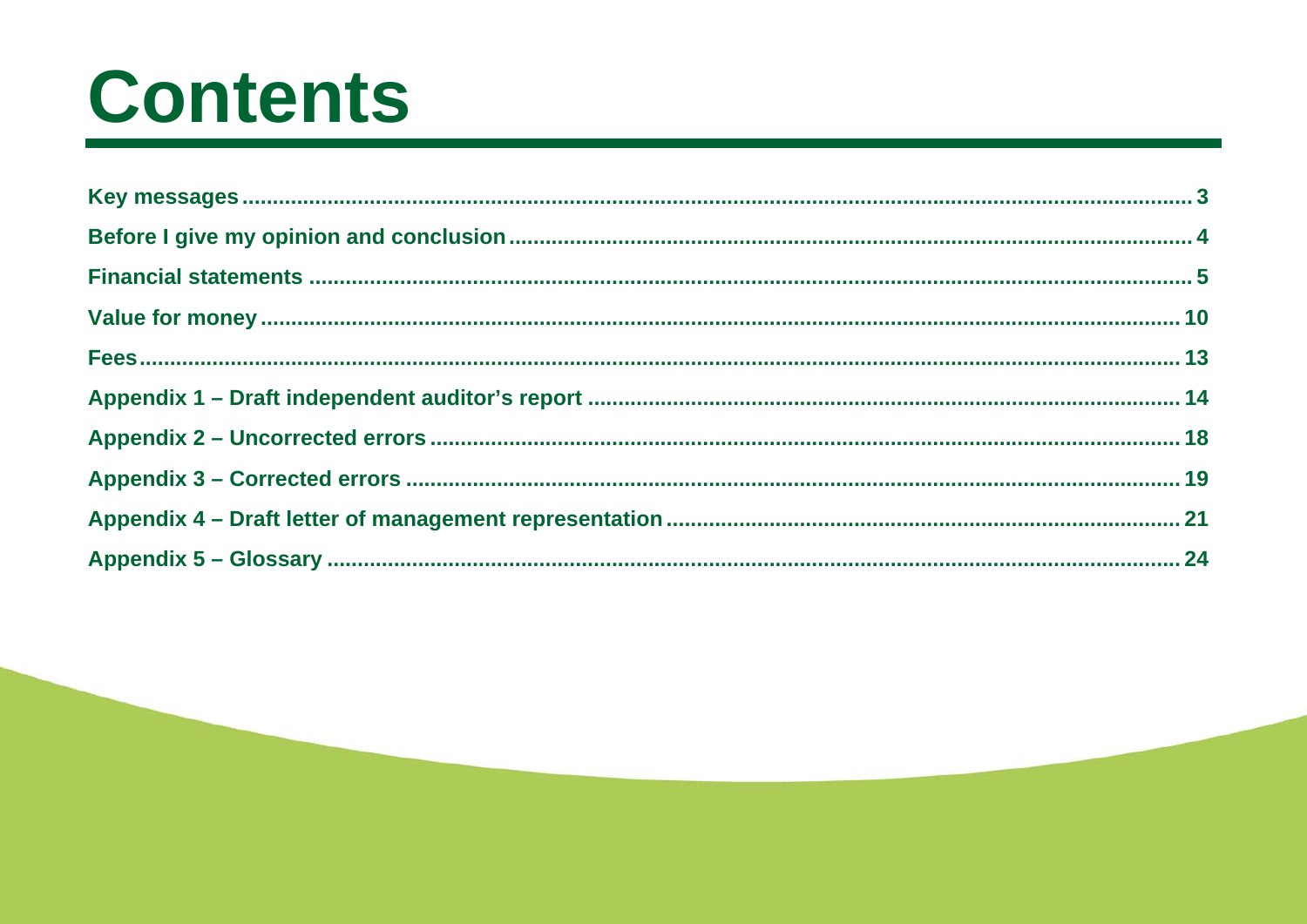# Contents

Key messages ..... 3

Before I give my opinion and conclusion ..... 4

Financial statements ..... 5

Value for money ..... 10

Fees ..... 13

Appendix 1 – Draft independent auditor's report ..... 14

Appendix 2 – Uncorrected errors ..... 18

Appendix 3 – Corrected errors ..... 19

Appendix 4 – Draft letter of management representation ..... 21

Appendix 5 – Glossary ..... 24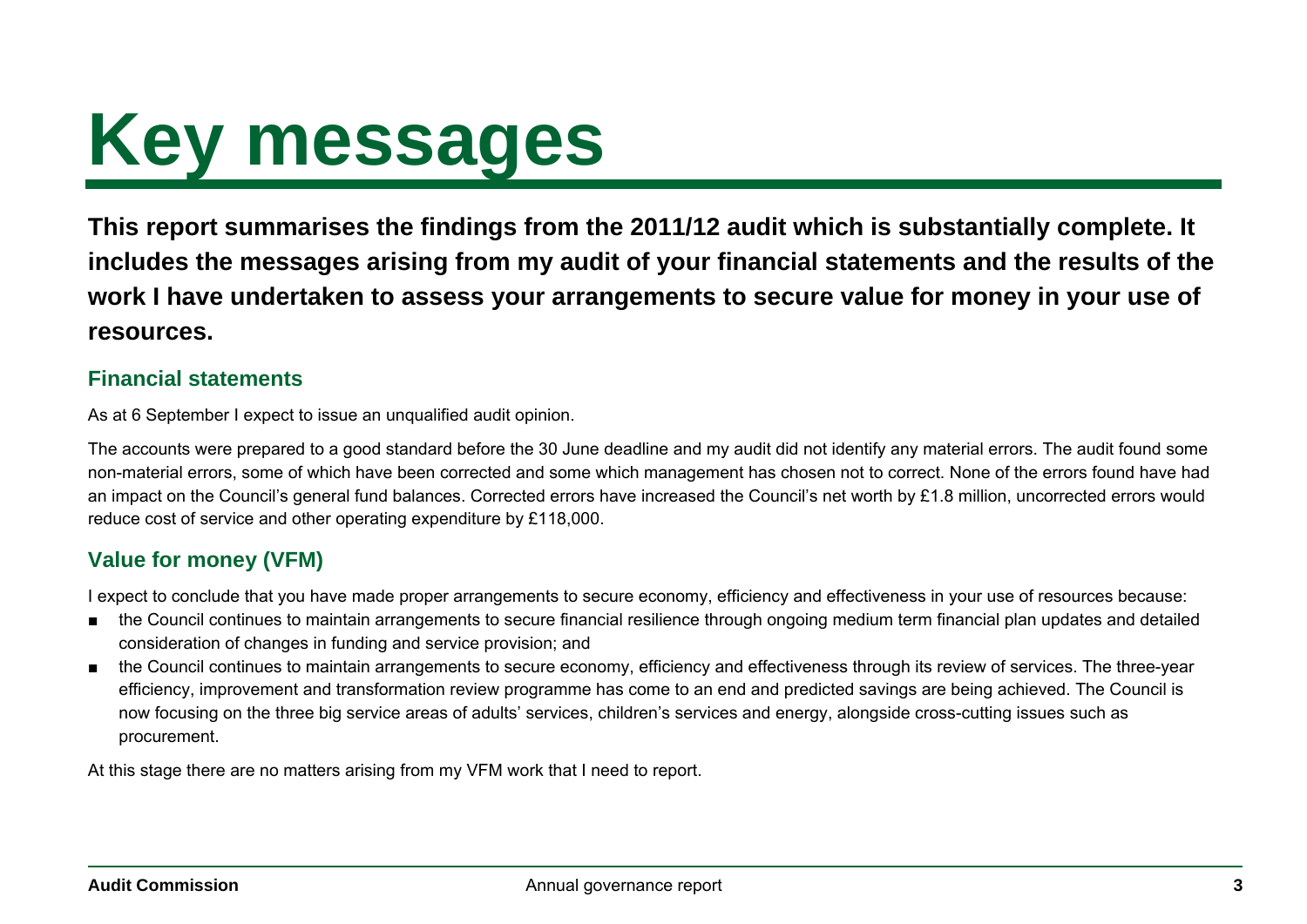# Key messages

**This report summarises the findings from the 2011/12 audit which is substantially complete. It includes the messages arising from my audit of your financial statements and the results of the work I have undertaken to assess your arrangements to secure value for money in your use of resources.**

## Financial statements

As at 6 September I expect to issue an unqualified audit opinion.

The accounts were prepared to a good standard before the 30 June deadline and my audit did not identify any material errors. The audit found some non-material errors, some of which have been corrected and some which management has chosen not to correct. None of the errors found have had an impact on the Council's general fund balances. Corrected errors have increased the Council's net worth by £1.8 million, uncorrected errors would reduce cost of service and other operating expenditure by £118,000.

## Value for money (VFM)

I expect to conclude that you have made proper arrangements to secure economy, efficiency and effectiveness in your use of resources because:

- the Council continues to maintain arrangements to secure financial resilience through ongoing medium term financial plan updates and detailed consideration of changes in funding and service provision; and
- the Council continues to maintain arrangements to secure economy, efficiency and effectiveness through its review of services. The three-year efficiency, improvement and transformation review programme has come to an end and predicted savings are being achieved. The Council is now focusing on the three big service areas of adults' services, children's services and energy, alongside cross-cutting issues such as procurement.

At this stage there are no matters arising from my VFM work that I need to report.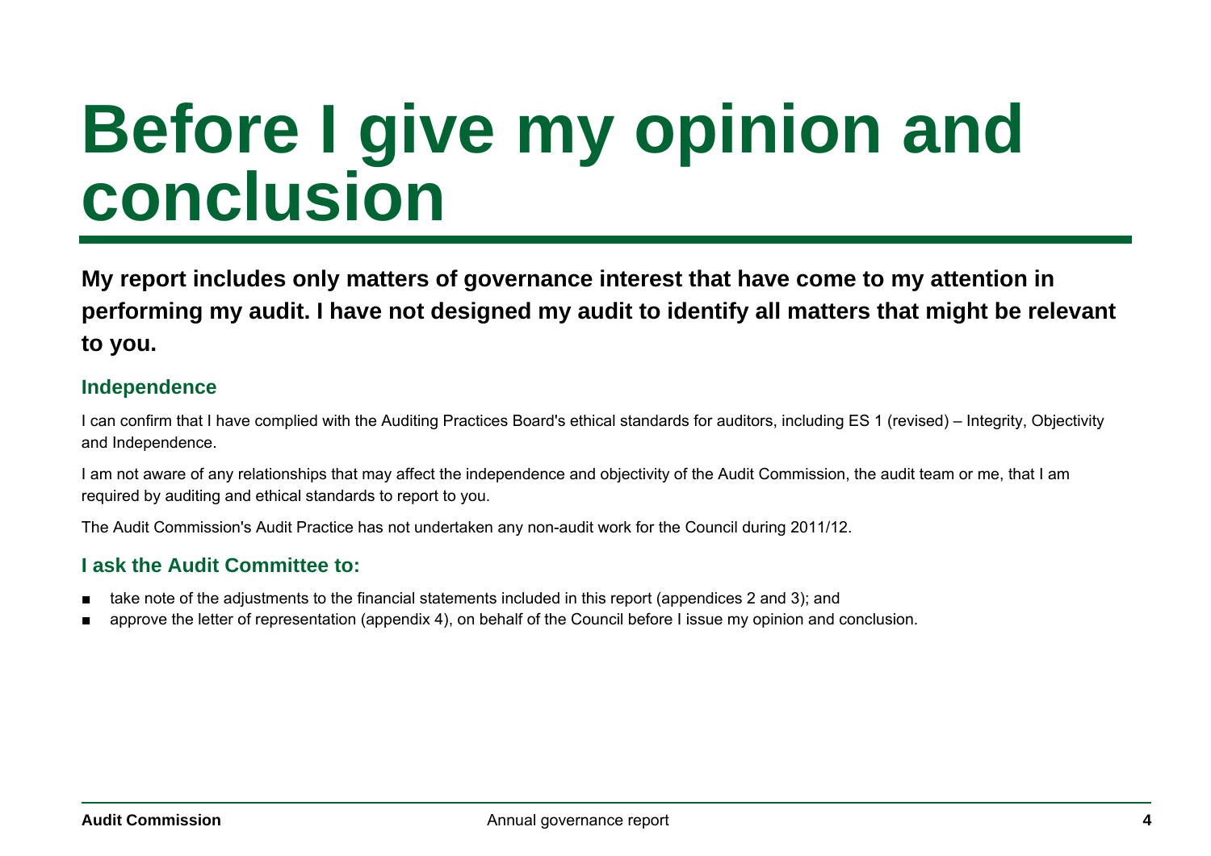# Before I give my opinion and conclusion

**My report includes only matters of governance interest that have come to my attention in performing my audit. I have not designed my audit to identify all matters that might be relevant to you.**

## Independence

I can confirm that I have complied with the Auditing Practices Board's ethical standards for auditors, including ES 1 (revised) – Integrity, Objectivity and Independence.

I am not aware of any relationships that may affect the independence and objectivity of the Audit Commission, the audit team or me, that I am required by auditing and ethical standards to report to you.

The Audit Commission's Audit Practice has not undertaken any non-audit work for the Council during 2011/12.

## I ask the Audit Committee to:

- take note of the adjustments to the financial statements included in this report (appendices 2 and 3); and
- approve the letter of representation (appendix 4), on behalf of the Council before I issue my opinion and conclusion.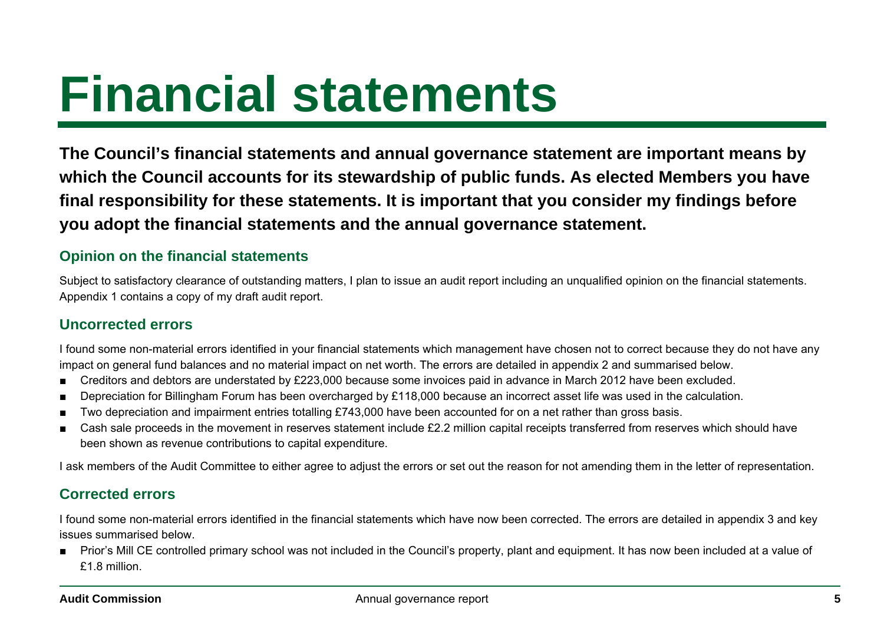# Financial statements

**The Council's financial statements and annual governance statement are important means by which the Council accounts for its stewardship of public funds. As elected Members you have final responsibility for these statements. It is important that you consider my findings before you adopt the financial statements and the annual governance statement.**

## Opinion on the financial statements

Subject to satisfactory clearance of outstanding matters, I plan to issue an audit report including an unqualified opinion on the financial statements. Appendix 1 contains a copy of my draft audit report.

## Uncorrected errors

I found some non-material errors identified in your financial statements which management have chosen not to correct because they do not have any impact on general fund balances and no material impact on net worth. The errors are detailed in appendix 2 and summarised below.

- Creditors and debtors are understated by £223,000 because some invoices paid in advance in March 2012 have been excluded.
- Depreciation for Billingham Forum has been overcharged by £118,000 because an incorrect asset life was used in the calculation.
- Two depreciation and impairment entries totalling £743,000 have been accounted for on a net rather than gross basis.
- Cash sale proceeds in the movement in reserves statement include £2.2 million capital receipts transferred from reserves which should have been shown as revenue contributions to capital expenditure.

I ask members of the Audit Committee to either agree to adjust the errors or set out the reason for not amending them in the letter of representation.

## Corrected errors

I found some non-material errors identified in the financial statements which have now been corrected. The errors are detailed in appendix 3 and key issues summarised below.

- Prior's Mill CE controlled primary school was not included in the Council's property, plant and equipment. It has now been included at a value of £1.8 million.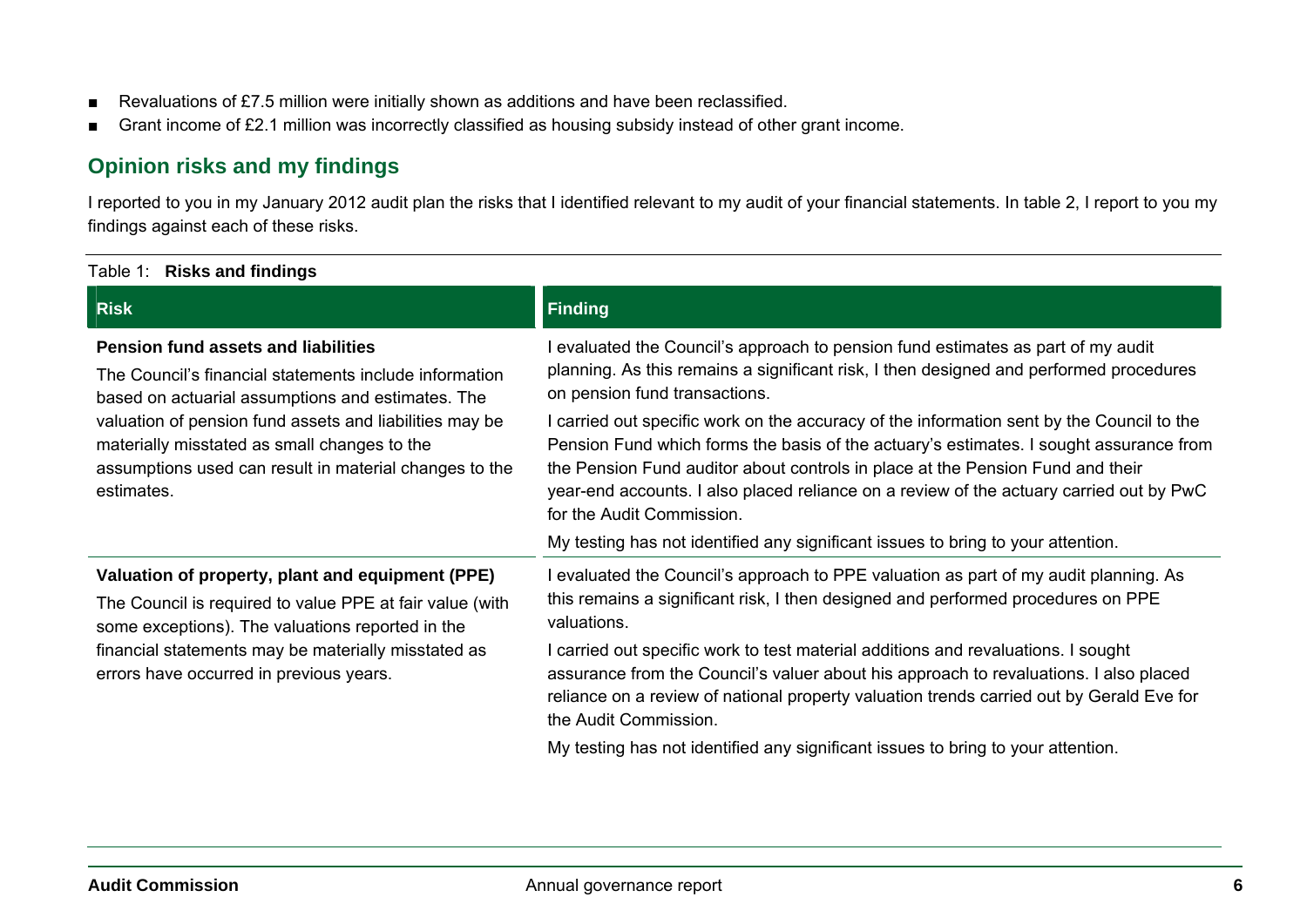- Revaluations of £7.5 million were initially shown as additions and have been reclassified.
- Grant income of £2.1 million was incorrectly classified as housing subsidy instead of other grant income.

## Opinion risks and my findings

I reported to you in my January 2012 audit plan the risks that I identified relevant to my audit of your financial statements. In table 2, I report to you my findings against each of these risks.

Table 1: **Risks and findings**

| Risk | Finding |
|---|---|
| **Pension fund assets and liabilities**<br>The Council's financial statements include information based on actuarial assumptions and estimates. The valuation of pension fund assets and liabilities may be materially misstated as small changes to the assumptions used can result in material changes to the estimates. | I evaluated the Council's approach to pension fund estimates as part of my audit planning. As this remains a significant risk, I then designed and performed procedures on pension fund transactions.<br>I carried out specific work on the accuracy of the information sent by the Council to the Pension Fund which forms the basis of the actuary's estimates. I sought assurance from the Pension Fund auditor about controls in place at the Pension Fund and their year-end accounts. I also placed reliance on a review of the actuary carried out by PwC for the Audit Commission.<br>My testing has not identified any significant issues to bring to your attention. |
| **Valuation of property, plant and equipment (PPE)**<br>The Council is required to value PPE at fair value (with some exceptions). The valuations reported in the financial statements may be materially misstated as errors have occurred in previous years. | I evaluated the Council's approach to PPE valuation as part of my audit planning. As this remains a significant risk, I then designed and performed procedures on PPE valuations.<br>I carried out specific work to test material additions and revaluations. I sought assurance from the Council's valuer about his approach to revaluations. I also placed reliance on a review of national property valuation trends carried out by Gerald Eve for the Audit Commission.<br>My testing has not identified any significant issues to bring to your attention. |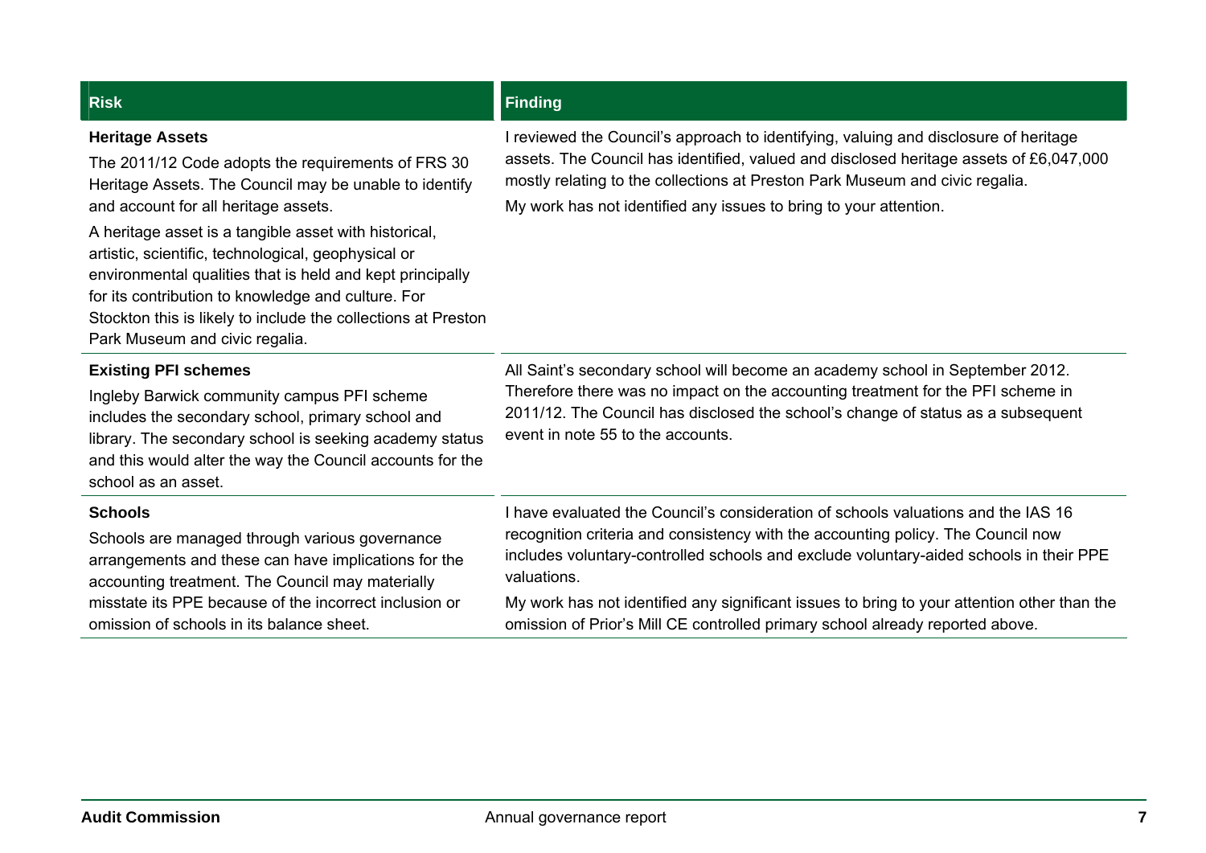| Risk | Finding |
|---|---|
| **Heritage Assets**<br>The 2011/12 Code adopts the requirements of FRS 30 Heritage Assets. The Council may be unable to identify and account for all heritage assets.<br>A heritage asset is a tangible asset with historical, artistic, scientific, technological, geophysical or environmental qualities that is held and kept principally for its contribution to knowledge and culture. For Stockton this is likely to include the collections at Preston Park Museum and civic regalia. | I reviewed the Council's approach to identifying, valuing and disclosure of heritage assets. The Council has identified, valued and disclosed heritage assets of £6,047,000 mostly relating to the collections at Preston Park Museum and civic regalia.<br>My work has not identified any issues to bring to your attention. |
| **Existing PFI schemes**<br>Ingleby Barwick community campus PFI scheme includes the secondary school, primary school and library. The secondary school is seeking academy status and this would alter the way the Council accounts for the school as an asset. | All Saint's secondary school will become an academy school in September 2012. Therefore there was no impact on the accounting treatment for the PFI scheme in 2011/12. The Council has disclosed the school's change of status as a subsequent event in note 55 to the accounts. |
| **Schools**<br>Schools are managed through various governance arrangements and these can have implications for the accounting treatment. The Council may materially misstate its PPE because of the incorrect inclusion or omission of schools in its balance sheet. | I have evaluated the Council's consideration of schools valuations and the IAS 16 recognition criteria and consistency with the accounting policy. The Council now includes voluntary-controlled schools and exclude voluntary-aided schools in their PPE valuations.<br>My work has not identified any significant issues to bring to your attention other than the omission of Prior's Mill CE controlled primary school already reported above. |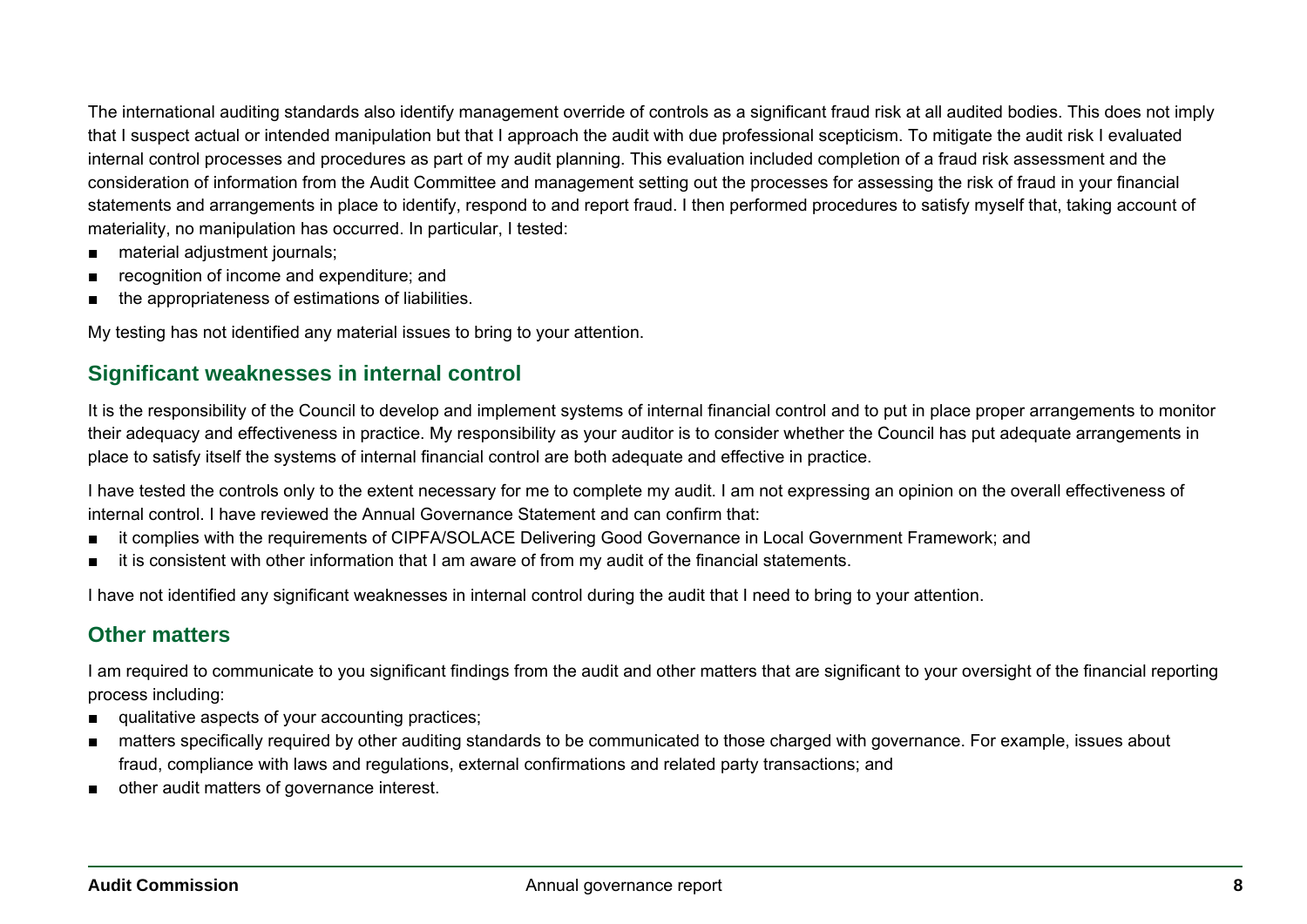The international auditing standards also identify management override of controls as a significant fraud risk at all audited bodies. This does not imply that I suspect actual or intended manipulation but that I approach the audit with due professional scepticism. To mitigate the audit risk I evaluated internal control processes and procedures as part of my audit planning. This evaluation included completion of a fraud risk assessment and the consideration of information from the Audit Committee and management setting out the processes for assessing the risk of fraud in your financial statements and arrangements in place to identify, respond to and report fraud. I then performed procedures to satisfy myself that, taking account of materiality, no manipulation has occurred. In particular, I tested:

- material adjustment journals;
- recognition of income and expenditure; and
- the appropriateness of estimations of liabilities.

My testing has not identified any material issues to bring to your attention.

## Significant weaknesses in internal control

It is the responsibility of the Council to develop and implement systems of internal financial control and to put in place proper arrangements to monitor their adequacy and effectiveness in practice. My responsibility as your auditor is to consider whether the Council has put adequate arrangements in place to satisfy itself the systems of internal financial control are both adequate and effective in practice.

I have tested the controls only to the extent necessary for me to complete my audit. I am not expressing an opinion on the overall effectiveness of internal control. I have reviewed the Annual Governance Statement and can confirm that:

- it complies with the requirements of CIPFA/SOLACE Delivering Good Governance in Local Government Framework; and
- it is consistent with other information that I am aware of from my audit of the financial statements.

I have not identified any significant weaknesses in internal control during the audit that I need to bring to your attention.

## Other matters

I am required to communicate to you significant findings from the audit and other matters that are significant to your oversight of the financial reporting process including:

- qualitative aspects of your accounting practices;
- matters specifically required by other auditing standards to be communicated to those charged with governance. For example, issues about fraud, compliance with laws and regulations, external confirmations and related party transactions; and
- other audit matters of governance interest.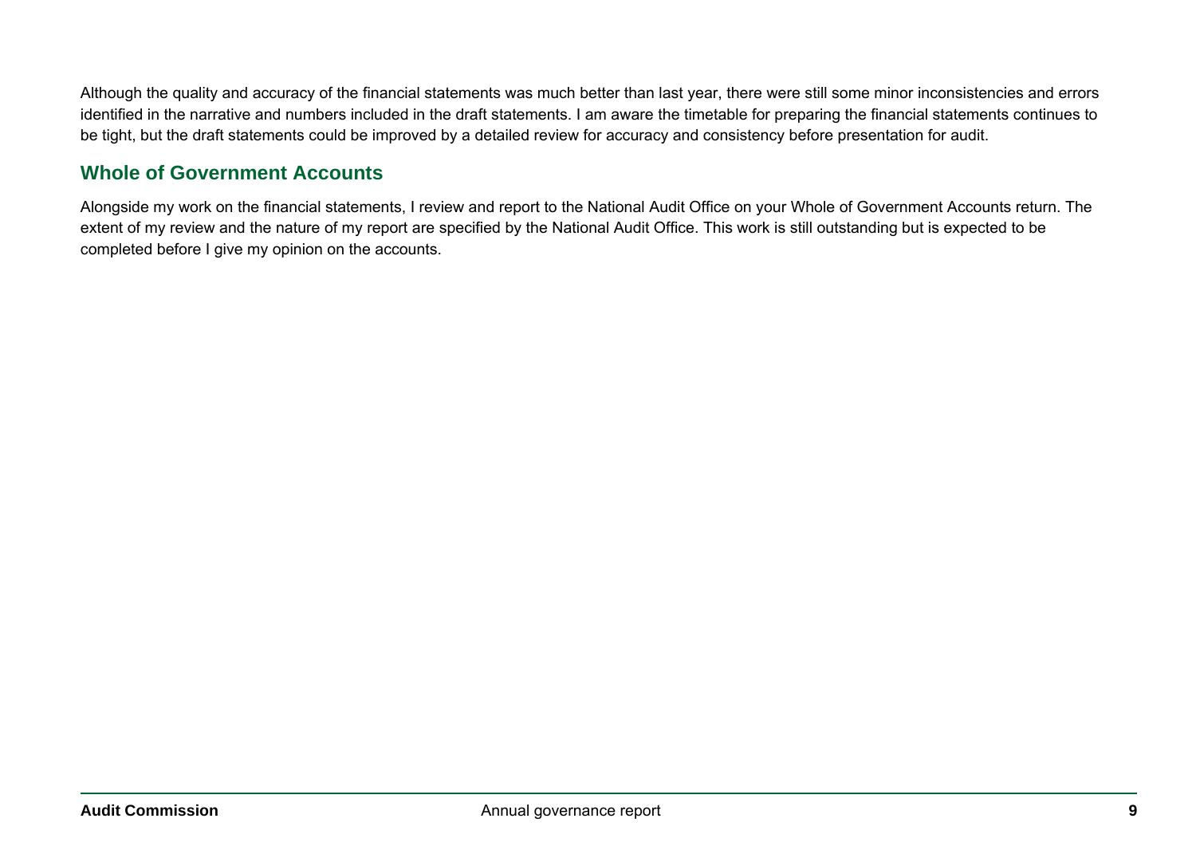Although the quality and accuracy of the financial statements was much better than last year, there were still some minor inconsistencies and errors identified in the narrative and numbers included in the draft statements. I am aware the timetable for preparing the financial statements continues to be tight, but the draft statements could be improved by a detailed review for accuracy and consistency before presentation for audit.

## Whole of Government Accounts

Alongside my work on the financial statements, I review and report to the National Audit Office on your Whole of Government Accounts return. The extent of my review and the nature of my report are specified by the National Audit Office. This work is still outstanding but is expected to be completed before I give my opinion on the accounts.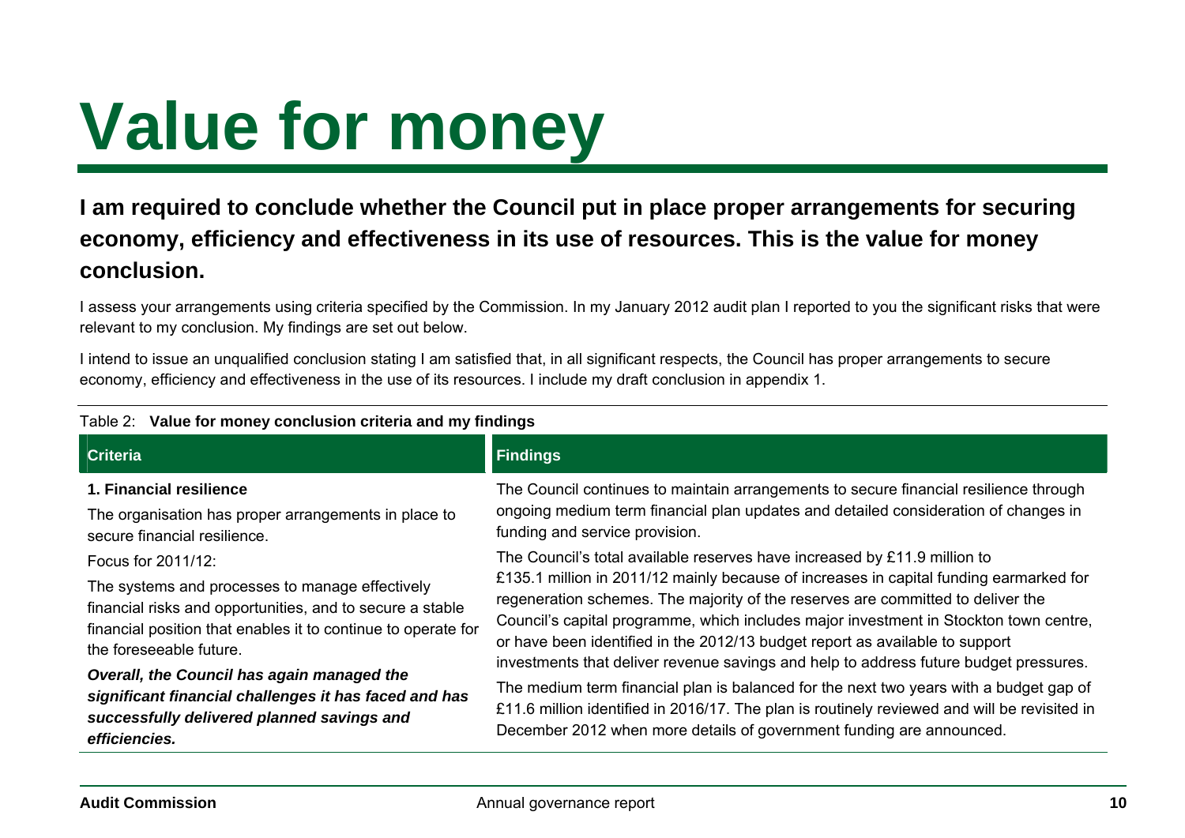# Value for money

**I am required to conclude whether the Council put in place proper arrangements for securing economy, efficiency and effectiveness in its use of resources. This is the value for money conclusion.**

I assess your arrangements using criteria specified by the Commission. In my January 2012 audit plan I reported to you the significant risks that were relevant to my conclusion. My findings are set out below.

I intend to issue an unqualified conclusion stating I am satisfied that, in all significant respects, the Council has proper arrangements to secure economy, efficiency and effectiveness in the use of its resources. I include my draft conclusion in appendix 1.

Table 2: **Value for money conclusion criteria and my findings**

| Criteria | Findings |
|---|---|
| **1. Financial resilience**<br><br>The organisation has proper arrangements in place to secure financial resilience.<br><br>Focus for 2011/12:<br><br>The systems and processes to manage effectively financial risks and opportunities, and to secure a stable financial position that enables it to continue to operate for the foreseeable future.<br><br>***Overall, the Council has again managed the significant financial challenges it has faced and has successfully delivered planned savings and efficiencies.*** | The Council continues to maintain arrangements to secure financial resilience through ongoing medium term financial plan updates and detailed consideration of changes in funding and service provision.<br><br>The Council's total available reserves have increased by £11.9 million to £135.1 million in 2011/12 mainly because of increases in capital funding earmarked for regeneration schemes. The majority of the reserves are committed to deliver the Council's capital programme, which includes major investment in Stockton town centre, or have been identified in the 2012/13 budget report as available to support investments that deliver revenue savings and help to address future budget pressures.<br><br>The medium term financial plan is balanced for the next two years with a budget gap of £11.6 million identified in 2016/17. The plan is routinely reviewed and will be revisited in December 2012 when more details of government funding are announced. |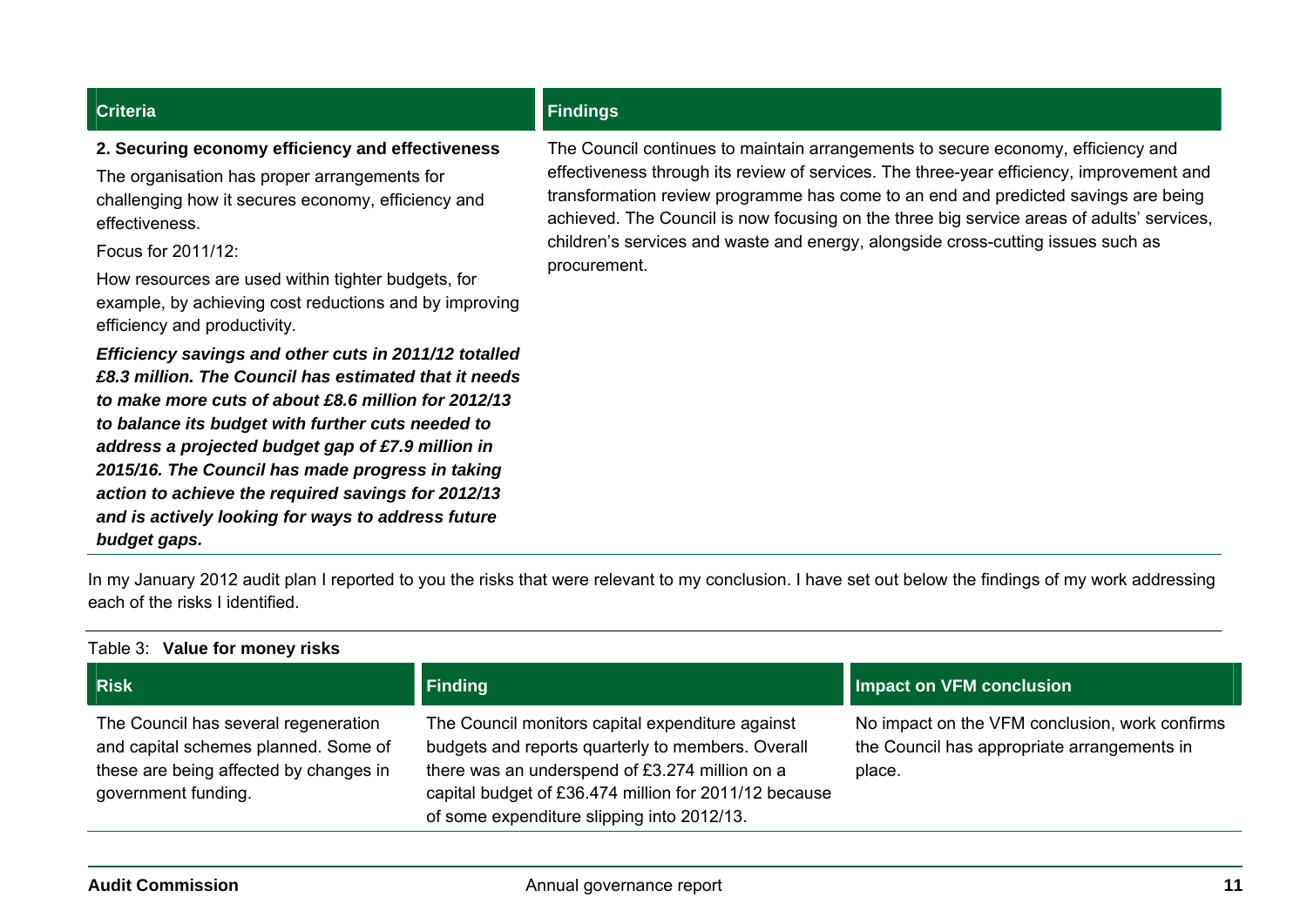| Criteria | Findings |
|---|---|
| **2. Securing economy efficiency and effectiveness**<br>The organisation has proper arrangements for challenging how it secures economy, efficiency and effectiveness.<br>Focus for 2011/12:<br>How resources are used within tighter budgets, for example, by achieving cost reductions and by improving efficiency and productivity.<br>***Efficiency savings and other cuts in 2011/12 totalled £8.3 million. The Council has estimated that it needs to make more cuts of about £8.6 million for 2012/13 to balance its budget with further cuts needed to address a projected budget gap of £7.9 million in 2015/16. The Council has made progress in taking action to achieve the required savings for 2012/13 and is actively looking for ways to address future budget gaps.*** | The Council continues to maintain arrangements to secure economy, efficiency and effectiveness through its review of services. The three-year efficiency, improvement and transformation review programme has come to an end and predicted savings are being achieved. The Council is now focusing on the three big service areas of adults' services, children's services and waste and energy, alongside cross-cutting issues such as procurement. |

In my January 2012 audit plan I reported to you the risks that were relevant to my conclusion. I have set out below the findings of my work addressing each of the risks I identified.

Table 3: **Value for money risks**

| Risk | Finding | Impact on VFM conclusion |
|---|---|---|
| The Council has several regeneration and capital schemes planned. Some of these are being affected by changes in government funding. | The Council monitors capital expenditure against budgets and reports quarterly to members. Overall there was an underspend of £3.274 million on a capital budget of £36.474 million for 2011/12 because of some expenditure slipping into 2012/13. | No impact on the VFM conclusion, work confirms the Council has appropriate arrangements in place. |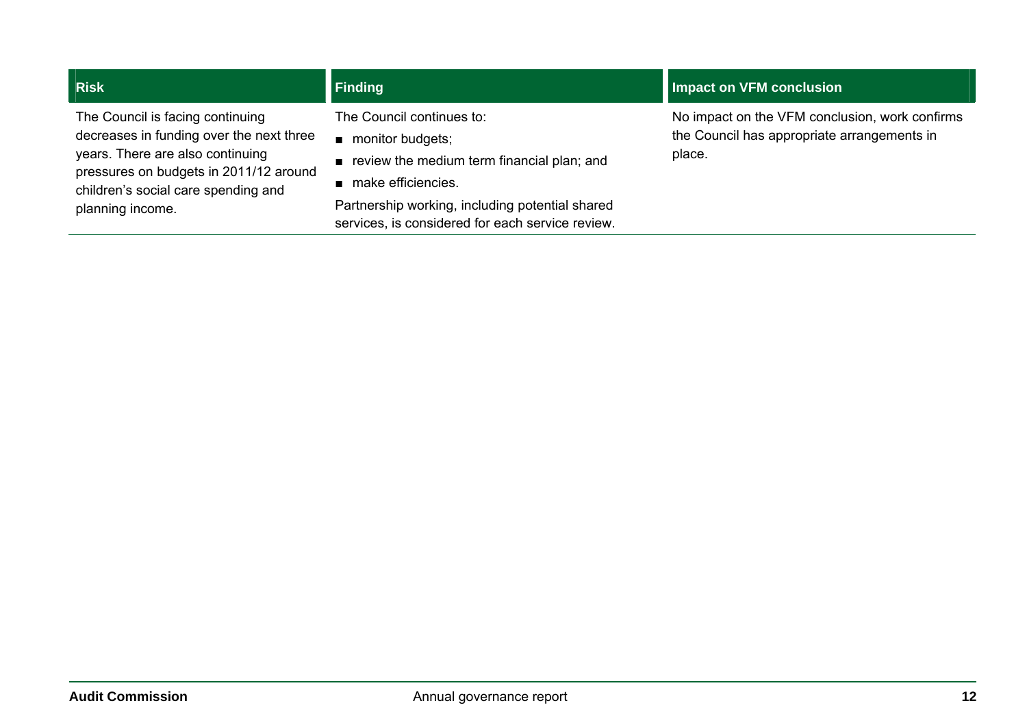| Risk | Finding | Impact on VFM conclusion |
|---|---|---|
| The Council is facing continuing decreases in funding over the next three years. There are also continuing pressures on budgets in 2011/12 around children's social care spending and planning income. | The Council continues to:<br>■ monitor budgets;<br>■ review the medium term financial plan; and<br>■ make efficiencies.<br>Partnership working, including potential shared services, is considered for each service review. | No impact on the VFM conclusion, work confirms the Council has appropriate arrangements in place. |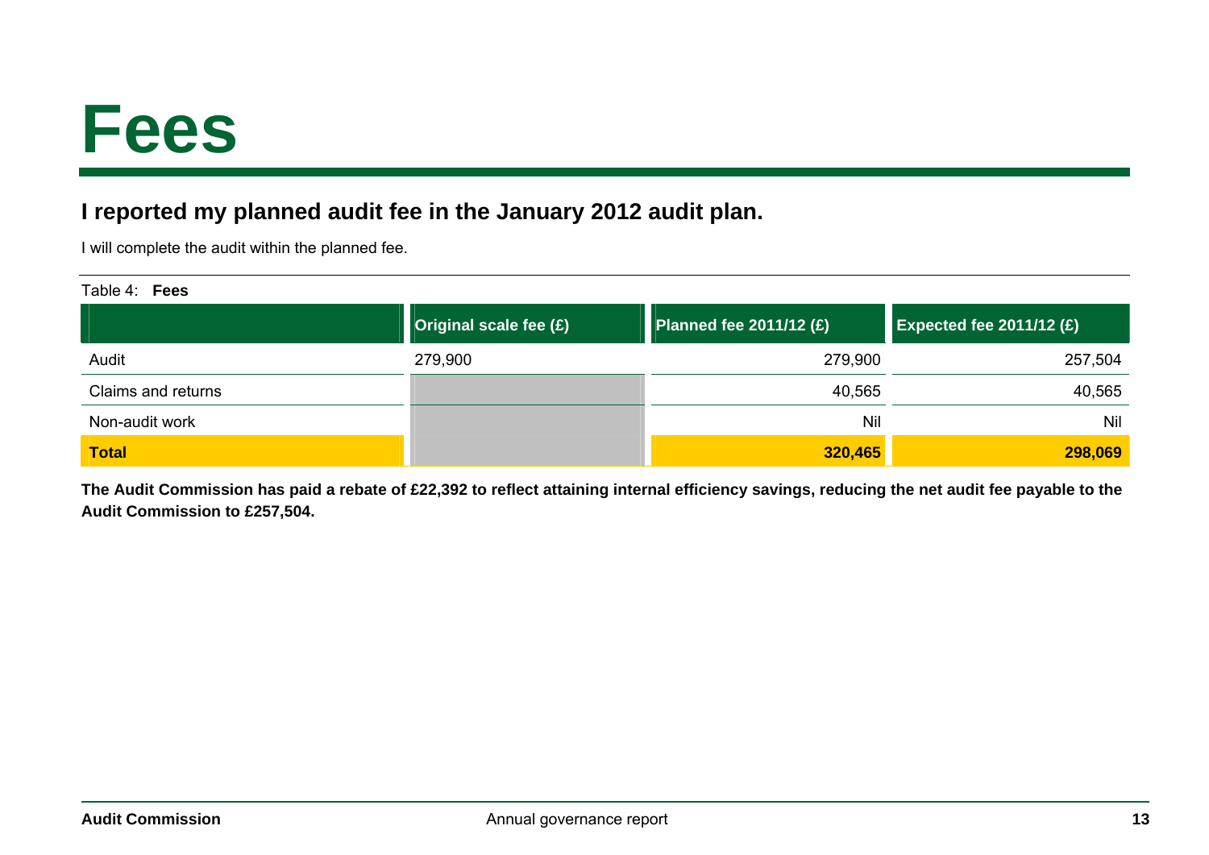# Fees

## I reported my planned audit fee in the January 2012 audit plan.

I will complete the audit within the planned fee.

Table 4: **Fees**

| | Original scale fee (£) | Planned fee 2011/12 (£) | Expected fee 2011/12 (£) |
|---|---|---|---|
| Audit | 279,900 | 279,900 | 257,504 |
| Claims and returns | | 40,565 | 40,565 |
| Non-audit work | | Nil | Nil |
| **Total** | | **320,465** | **298,069** |

**The Audit Commission has paid a rebate of £22,392 to reflect attaining internal efficiency savings, reducing the net audit fee payable to the Audit Commission to £257,504.**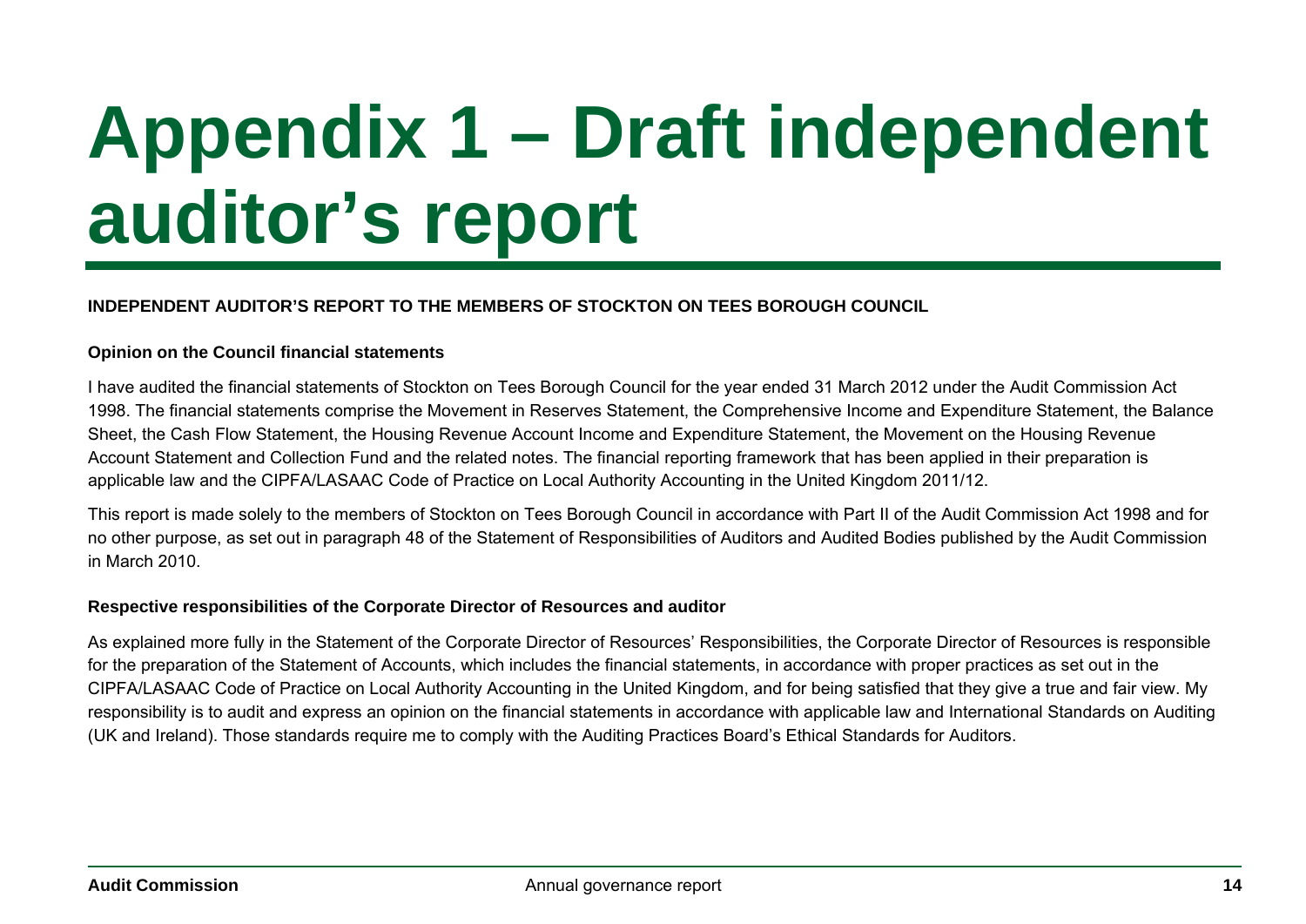# Appendix 1 – Draft independent auditor's report

**INDEPENDENT AUDITOR'S REPORT TO THE MEMBERS OF STOCKTON ON TEES BOROUGH COUNCIL**

**Opinion on the Council financial statements**

I have audited the financial statements of Stockton on Tees Borough Council for the year ended 31 March 2012 under the Audit Commission Act 1998. The financial statements comprise the Movement in Reserves Statement, the Comprehensive Income and Expenditure Statement, the Balance Sheet, the Cash Flow Statement, the Housing Revenue Account Income and Expenditure Statement, the Movement on the Housing Revenue Account Statement and Collection Fund and the related notes. The financial reporting framework that has been applied in their preparation is applicable law and the CIPFA/LASAAC Code of Practice on Local Authority Accounting in the United Kingdom 2011/12.

This report is made solely to the members of Stockton on Tees Borough Council in accordance with Part II of the Audit Commission Act 1998 and for no other purpose, as set out in paragraph 48 of the Statement of Responsibilities of Auditors and Audited Bodies published by the Audit Commission in March 2010.

**Respective responsibilities of the Corporate Director of Resources and auditor**

As explained more fully in the Statement of the Corporate Director of Resources' Responsibilities, the Corporate Director of Resources is responsible for the preparation of the Statement of Accounts, which includes the financial statements, in accordance with proper practices as set out in the CIPFA/LASAAC Code of Practice on Local Authority Accounting in the United Kingdom, and for being satisfied that they give a true and fair view. My responsibility is to audit and express an opinion on the financial statements in accordance with applicable law and International Standards on Auditing (UK and Ireland). Those standards require me to comply with the Auditing Practices Board's Ethical Standards for Auditors.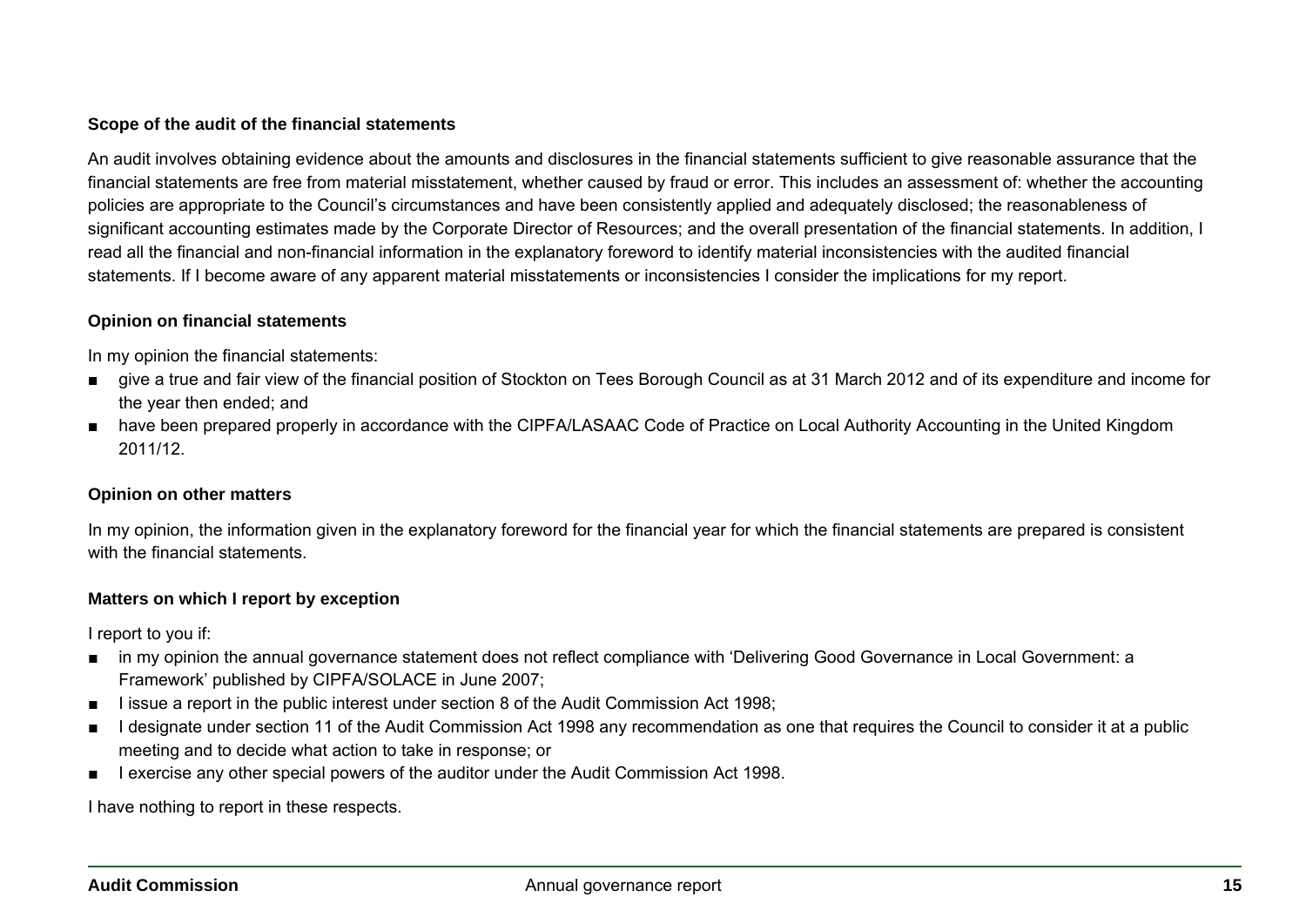**Scope of the audit of the financial statements**

An audit involves obtaining evidence about the amounts and disclosures in the financial statements sufficient to give reasonable assurance that the financial statements are free from material misstatement, whether caused by fraud or error. This includes an assessment of: whether the accounting policies are appropriate to the Council's circumstances and have been consistently applied and adequately disclosed; the reasonableness of significant accounting estimates made by the Corporate Director of Resources; and the overall presentation of the financial statements. In addition, I read all the financial and non-financial information in the explanatory foreword to identify material inconsistencies with the audited financial statements. If I become aware of any apparent material misstatements or inconsistencies I consider the implications for my report.

**Opinion on financial statements**

In my opinion the financial statements:

- give a true and fair view of the financial position of Stockton on Tees Borough Council as at 31 March 2012 and of its expenditure and income for the year then ended; and
- have been prepared properly in accordance with the CIPFA/LASAAC Code of Practice on Local Authority Accounting in the United Kingdom 2011/12.

**Opinion on other matters**

In my opinion, the information given in the explanatory foreword for the financial year for which the financial statements are prepared is consistent with the financial statements.

**Matters on which I report by exception**

I report to you if:

- in my opinion the annual governance statement does not reflect compliance with 'Delivering Good Governance in Local Government: a Framework' published by CIPFA/SOLACE in June 2007;
- I issue a report in the public interest under section 8 of the Audit Commission Act 1998;
- I designate under section 11 of the Audit Commission Act 1998 any recommendation as one that requires the Council to consider it at a public meeting and to decide what action to take in response; or
- I exercise any other special powers of the auditor under the Audit Commission Act 1998.

I have nothing to report in these respects.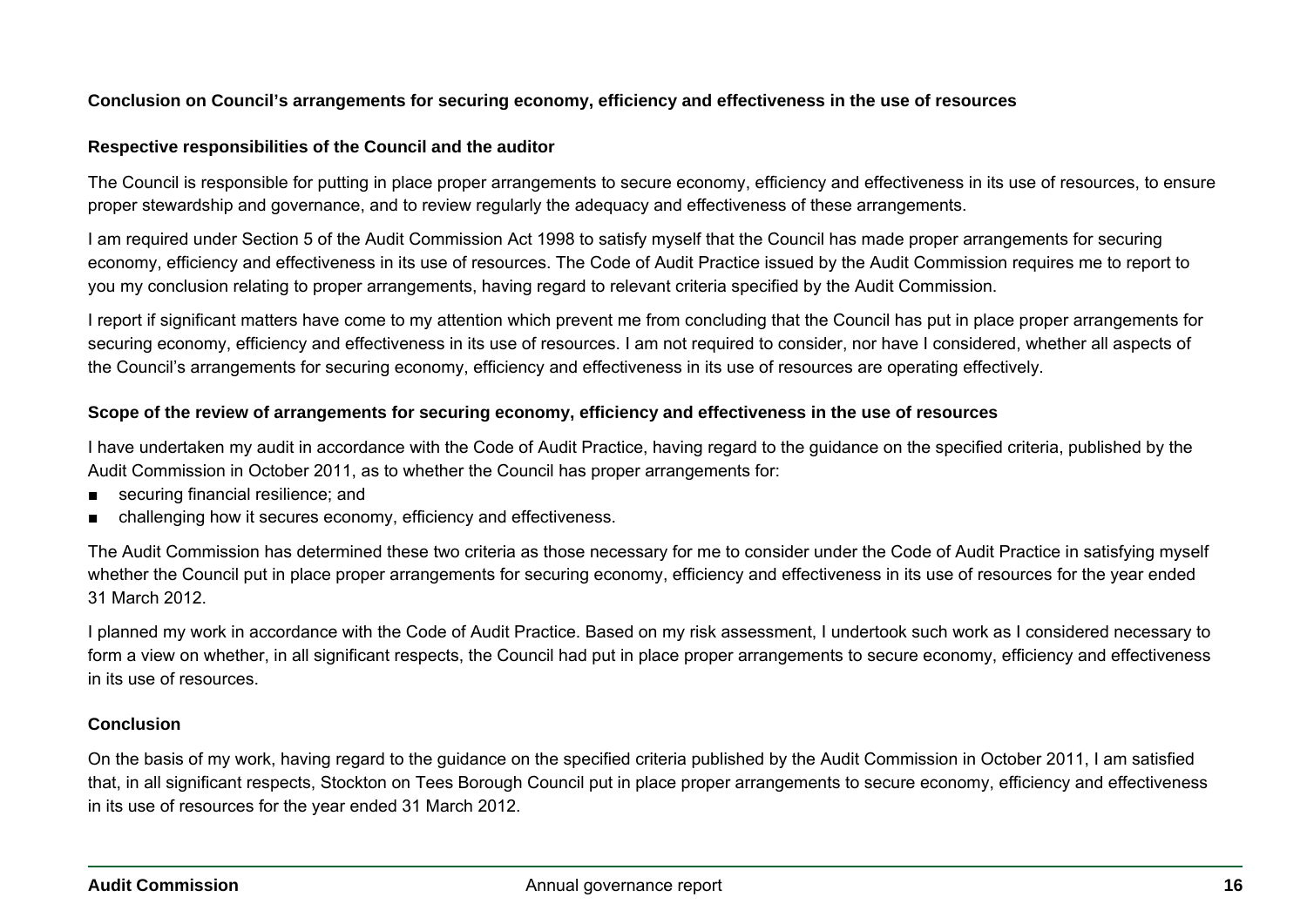### Conclusion on Council's arrangements for securing economy, efficiency and effectiveness in the use of resources

#### Respective responsibilities of the Council and the auditor

The Council is responsible for putting in place proper arrangements to secure economy, efficiency and effectiveness in its use of resources, to ensure proper stewardship and governance, and to review regularly the adequacy and effectiveness of these arrangements.

I am required under Section 5 of the Audit Commission Act 1998 to satisfy myself that the Council has made proper arrangements for securing economy, efficiency and effectiveness in its use of resources. The Code of Audit Practice issued by the Audit Commission requires me to report to you my conclusion relating to proper arrangements, having regard to relevant criteria specified by the Audit Commission.

I report if significant matters have come to my attention which prevent me from concluding that the Council has put in place proper arrangements for securing economy, efficiency and effectiveness in its use of resources. I am not required to consider, nor have I considered, whether all aspects of the Council's arrangements for securing economy, efficiency and effectiveness in its use of resources are operating effectively.

#### Scope of the review of arrangements for securing economy, efficiency and effectiveness in the use of resources

I have undertaken my audit in accordance with the Code of Audit Practice, having regard to the guidance on the specified criteria, published by the Audit Commission in October 2011, as to whether the Council has proper arrangements for:

- securing financial resilience; and
- challenging how it secures economy, efficiency and effectiveness.

The Audit Commission has determined these two criteria as those necessary for me to consider under the Code of Audit Practice in satisfying myself whether the Council put in place proper arrangements for securing economy, efficiency and effectiveness in its use of resources for the year ended 31 March 2012.

I planned my work in accordance with the Code of Audit Practice. Based on my risk assessment, I undertook such work as I considered necessary to form a view on whether, in all significant respects, the Council had put in place proper arrangements to secure economy, efficiency and effectiveness in its use of resources.

#### Conclusion

On the basis of my work, having regard to the guidance on the specified criteria published by the Audit Commission in October 2011, I am satisfied that, in all significant respects, Stockton on Tees Borough Council put in place proper arrangements to secure economy, efficiency and effectiveness in its use of resources for the year ended 31 March 2012.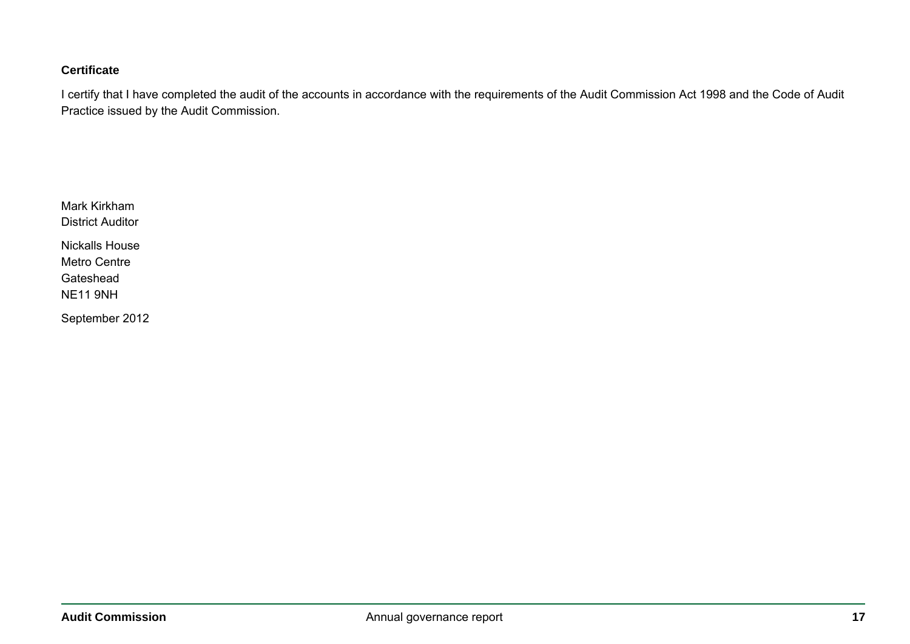**Certificate**

I certify that I have completed the audit of the accounts in accordance with the requirements of the Audit Commission Act 1998 and the Code of Audit Practice issued by the Audit Commission.

Mark Kirkham
District Auditor

Nickalls House
Metro Centre
Gateshead
NE11 9NH

September 2012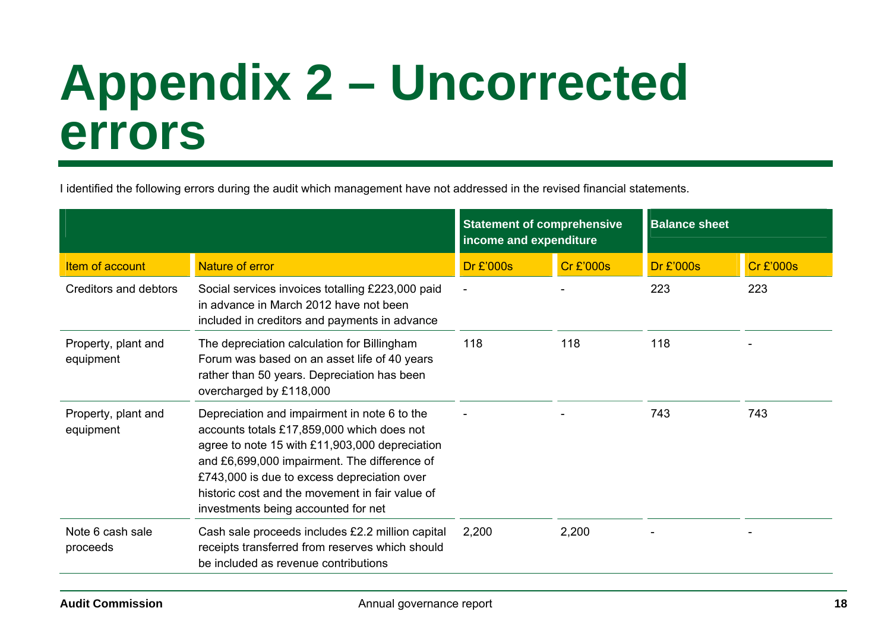# Appendix 2 – Uncorrected errors

I identified the following errors during the audit which management have not addressed in the revised financial statements.

| | | Statement of comprehensive income and expenditure | | Balance sheet | |
|---|---|---|---|---|---|
| Item of account | Nature of error | Dr £'000s | Cr £'000s | Dr £'000s | Cr £'000s |
| Creditors and debtors | Social services invoices totalling £223,000 paid in advance in March 2012 have not been included in creditors and payments in advance | - | - | 223 | 223 |
| Property, plant and equipment | The depreciation calculation for Billingham Forum was based on an asset life of 40 years rather than 50 years. Depreciation has been overcharged by £118,000 | 118 | 118 | 118 | - |
| Property, plant and equipment | Depreciation and impairment in note 6 to the accounts totals £17,859,000 which does not agree to note 15 with £11,903,000 depreciation and £6,699,000 impairment. The difference of £743,000 is due to excess depreciation over historic cost and the movement in fair value of investments being accounted for net | - | - | 743 | 743 |
| Note 6 cash sale proceeds | Cash sale proceeds includes £2.2 million capital receipts transferred from reserves which should be included as revenue contributions | 2,200 | 2,200 | - | - |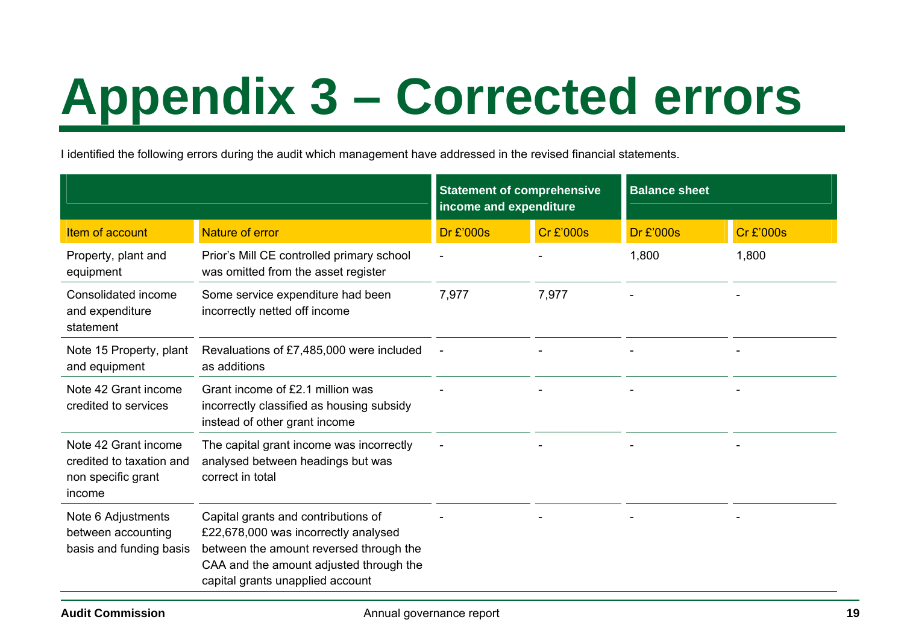# Appendix 3 – Corrected errors

I identified the following errors during the audit which management have addressed in the revised financial statements.

| | | Statement of comprehensive income and expenditure | | Balance sheet | |
|---|---|---|---|---|---|
| **Item of account** | **Nature of error** | **Dr £'000s** | **Cr £'000s** | **Dr £'000s** | **Cr £'000s** |
| Property, plant and equipment | Prior's Mill CE controlled primary school was omitted from the asset register | - | - | 1,800 | 1,800 |
| Consolidated income and expenditure statement | Some service expenditure had been incorrectly netted off income | 7,977 | 7,977 | - | - |
| Note 15 Property, plant and equipment | Revaluations of £7,485,000 were included as additions | - | - | - | - |
| Note 42 Grant income credited to services | Grant income of £2.1 million was incorrectly classified as housing subsidy instead of other grant income | - | - | - | - |
| Note 42 Grant income credited to taxation and non specific grant income | The capital grant income was incorrectly analysed between headings but was correct in total | - | - | - | - |
| Note 6 Adjustments between accounting basis and funding basis | Capital grants and contributions of £22,678,000 was incorrectly analysed between the amount reversed through the CAA and the amount adjusted through the capital grants unapplied account | - | - | - | - |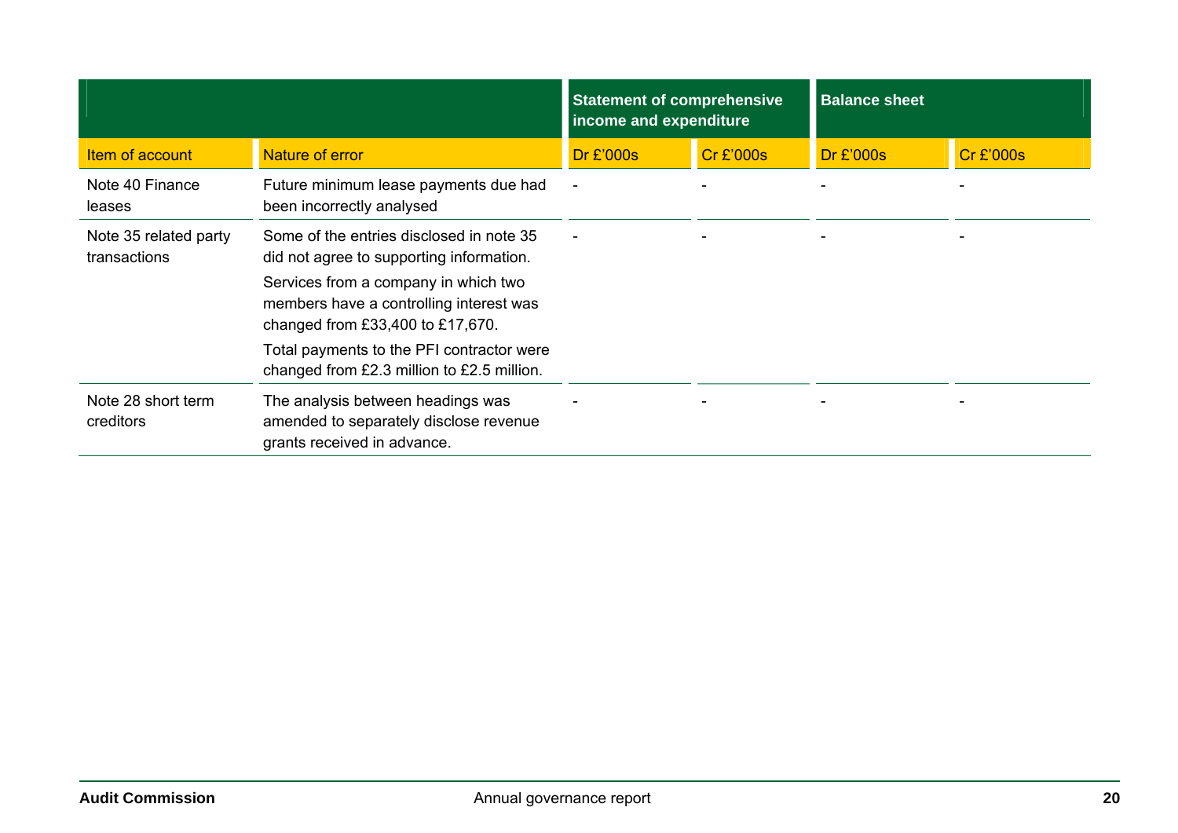| | | Statement of comprehensive income and expenditure | | Balance sheet | |
|---|---|---|---|---|---|
| Item of account | Nature of error | Dr £'000s | Cr £'000s | Dr £'000s | Cr £'000s |
| Note 40 Finance leases | Future minimum lease payments due had been incorrectly analysed | - | - | - | - |
| Note 35 related party transactions | Some of the entries disclosed in note 35 did not agree to supporting information. Services from a company in which two members have a controlling interest was changed from £33,400 to £17,670. Total payments to the PFI contractor were changed from £2.3 million to £2.5 million. | - | - | - | - |
| Note 28 short term creditors | The analysis between headings was amended to separately disclose revenue grants received in advance. | - | - | - | - |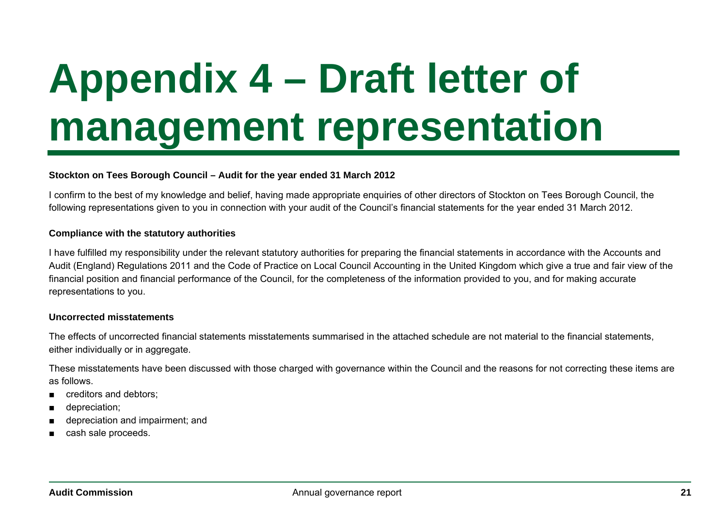# Appendix 4 – Draft letter of management representation

**Stockton on Tees Borough Council – Audit for the year ended 31 March 2012**

I confirm to the best of my knowledge and belief, having made appropriate enquiries of other directors of Stockton on Tees Borough Council, the following representations given to you in connection with your audit of the Council's financial statements for the year ended 31 March 2012.

**Compliance with the statutory authorities**

I have fulfilled my responsibility under the relevant statutory authorities for preparing the financial statements in accordance with the Accounts and Audit (England) Regulations 2011 and the Code of Practice on Local Council Accounting in the United Kingdom which give a true and fair view of the financial position and financial performance of the Council, for the completeness of the information provided to you, and for making accurate representations to you.

**Uncorrected misstatements**

The effects of uncorrected financial statements misstatements summarised in the attached schedule are not material to the financial statements, either individually or in aggregate.

These misstatements have been discussed with those charged with governance within the Council and the reasons for not correcting these items are as follows.

- creditors and debtors;
- depreciation;
- depreciation and impairment; and
- cash sale proceeds.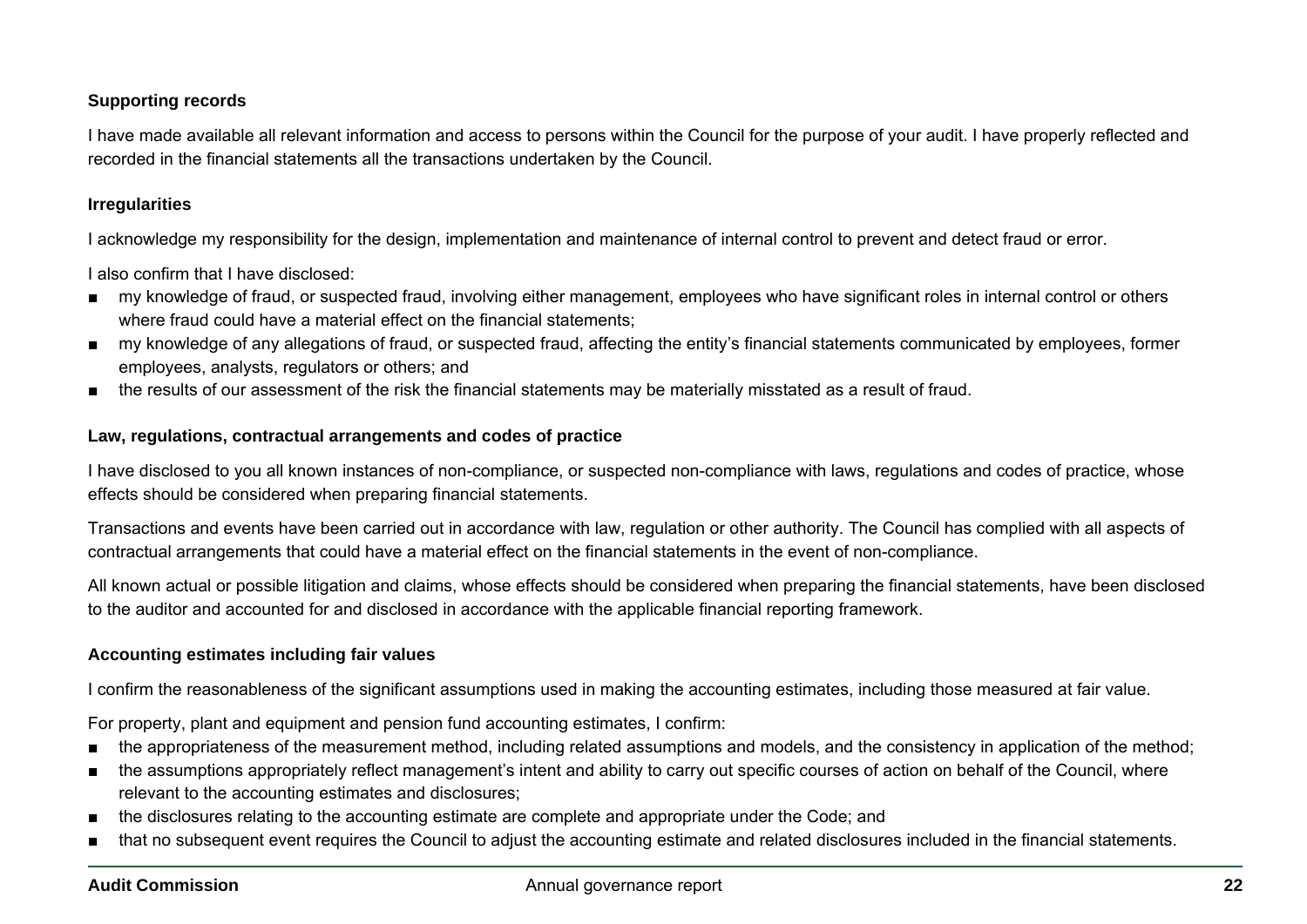**Supporting records**

I have made available all relevant information and access to persons within the Council for the purpose of your audit. I have properly reflected and recorded in the financial statements all the transactions undertaken by the Council.

**Irregularities**

I acknowledge my responsibility for the design, implementation and maintenance of internal control to prevent and detect fraud or error.

I also confirm that I have disclosed:

- my knowledge of fraud, or suspected fraud, involving either management, employees who have significant roles in internal control or others where fraud could have a material effect on the financial statements;
- my knowledge of any allegations of fraud, or suspected fraud, affecting the entity's financial statements communicated by employees, former employees, analysts, regulators or others; and
- the results of our assessment of the risk the financial statements may be materially misstated as a result of fraud.

**Law, regulations, contractual arrangements and codes of practice**

I have disclosed to you all known instances of non-compliance, or suspected non-compliance with laws, regulations and codes of practice, whose effects should be considered when preparing financial statements.

Transactions and events have been carried out in accordance with law, regulation or other authority. The Council has complied with all aspects of contractual arrangements that could have a material effect on the financial statements in the event of non-compliance.

All known actual or possible litigation and claims, whose effects should be considered when preparing the financial statements, have been disclosed to the auditor and accounted for and disclosed in accordance with the applicable financial reporting framework.

**Accounting estimates including fair values**

I confirm the reasonableness of the significant assumptions used in making the accounting estimates, including those measured at fair value.

For property, plant and equipment and pension fund accounting estimates, I confirm:

- the appropriateness of the measurement method, including related assumptions and models, and the consistency in application of the method;
- the assumptions appropriately reflect management's intent and ability to carry out specific courses of action on behalf of the Council, where relevant to the accounting estimates and disclosures;
- the disclosures relating to the accounting estimate are complete and appropriate under the Code; and
- that no subsequent event requires the Council to adjust the accounting estimate and related disclosures included in the financial statements.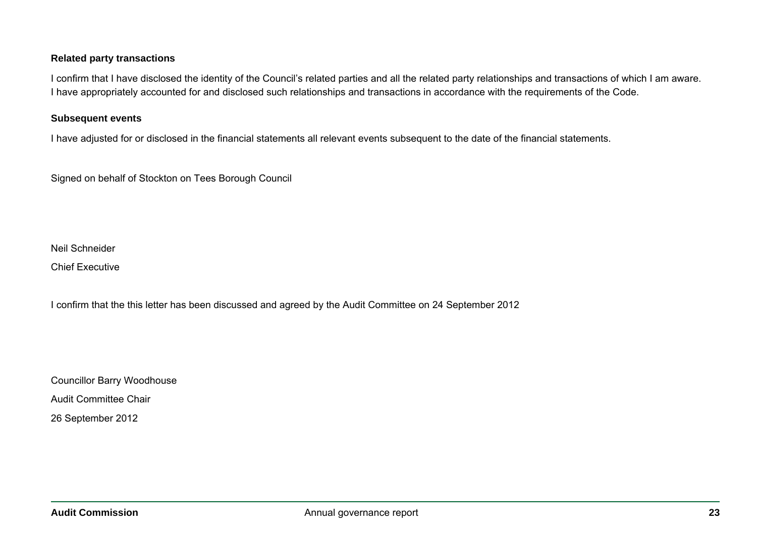**Related party transactions**

I confirm that I have disclosed the identity of the Council's related parties and all the related party relationships and transactions of which I am aware. I have appropriately accounted for and disclosed such relationships and transactions in accordance with the requirements of the Code.

**Subsequent events**

I have adjusted for or disclosed in the financial statements all relevant events subsequent to the date of the financial statements.

Signed on behalf of Stockton on Tees Borough Council

Neil Schneider

Chief Executive

I confirm that the this letter has been discussed and agreed by the Audit Committee on 24 September 2012

Councillor Barry Woodhouse

Audit Committee Chair

26 September 2012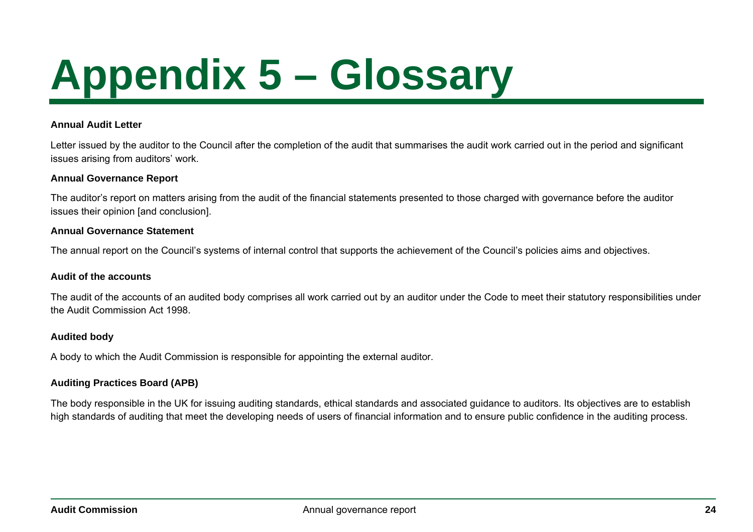# Appendix 5 – Glossary

**Annual Audit Letter**

Letter issued by the auditor to the Council after the completion of the audit that summarises the audit work carried out in the period and significant issues arising from auditors' work.

**Annual Governance Report**

The auditor's report on matters arising from the audit of the financial statements presented to those charged with governance before the auditor issues their opinion [and conclusion].

**Annual Governance Statement**

The annual report on the Council's systems of internal control that supports the achievement of the Council's policies aims and objectives.

**Audit of the accounts**

The audit of the accounts of an audited body comprises all work carried out by an auditor under the Code to meet their statutory responsibilities under the Audit Commission Act 1998.

**Audited body**

A body to which the Audit Commission is responsible for appointing the external auditor.

**Auditing Practices Board (APB)**

The body responsible in the UK for issuing auditing standards, ethical standards and associated guidance to auditors. Its objectives are to establish high standards of auditing that meet the developing needs of users of financial information and to ensure public confidence in the auditing process.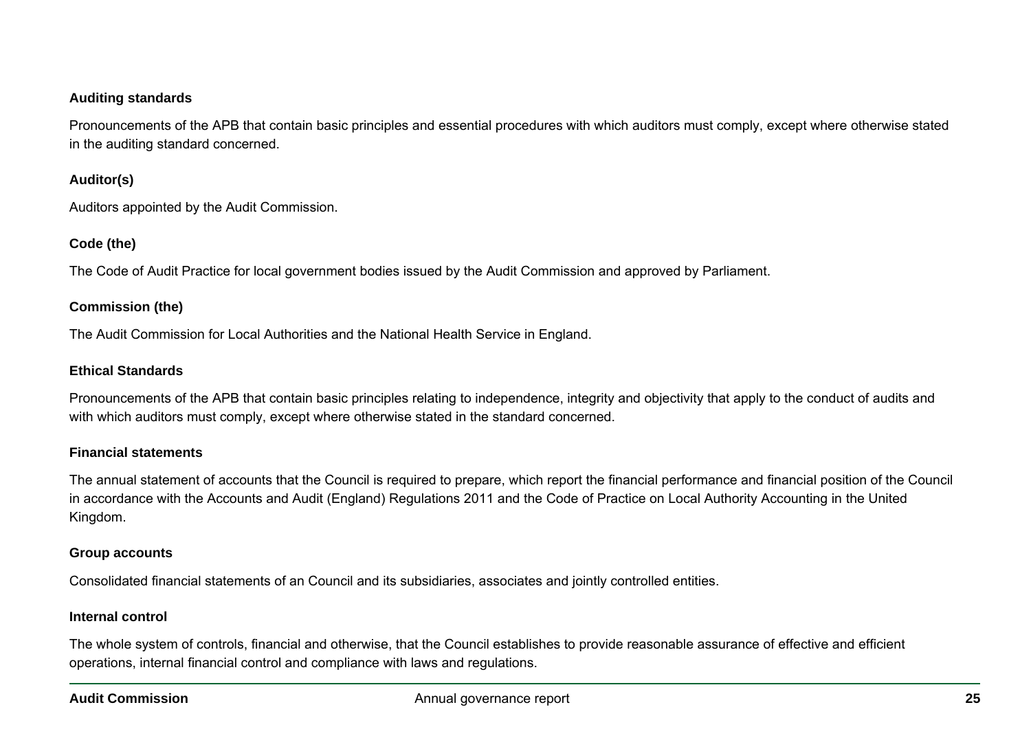**Auditing standards**

Pronouncements of the APB that contain basic principles and essential procedures with which auditors must comply, except where otherwise stated in the auditing standard concerned.

**Auditor(s)**

Auditors appointed by the Audit Commission.

**Code (the)**

The Code of Audit Practice for local government bodies issued by the Audit Commission and approved by Parliament.

**Commission (the)**

The Audit Commission for Local Authorities and the National Health Service in England.

**Ethical Standards**

Pronouncements of the APB that contain basic principles relating to independence, integrity and objectivity that apply to the conduct of audits and with which auditors must comply, except where otherwise stated in the standard concerned.

**Financial statements**

The annual statement of accounts that the Council is required to prepare, which report the financial performance and financial position of the Council in accordance with the Accounts and Audit (England) Regulations 2011 and the Code of Practice on Local Authority Accounting in the United Kingdom.

**Group accounts**

Consolidated financial statements of an Council and its subsidiaries, associates and jointly controlled entities.

**Internal control**

The whole system of controls, financial and otherwise, that the Council establishes to provide reasonable assurance of effective and efficient operations, internal financial control and compliance with laws and regulations.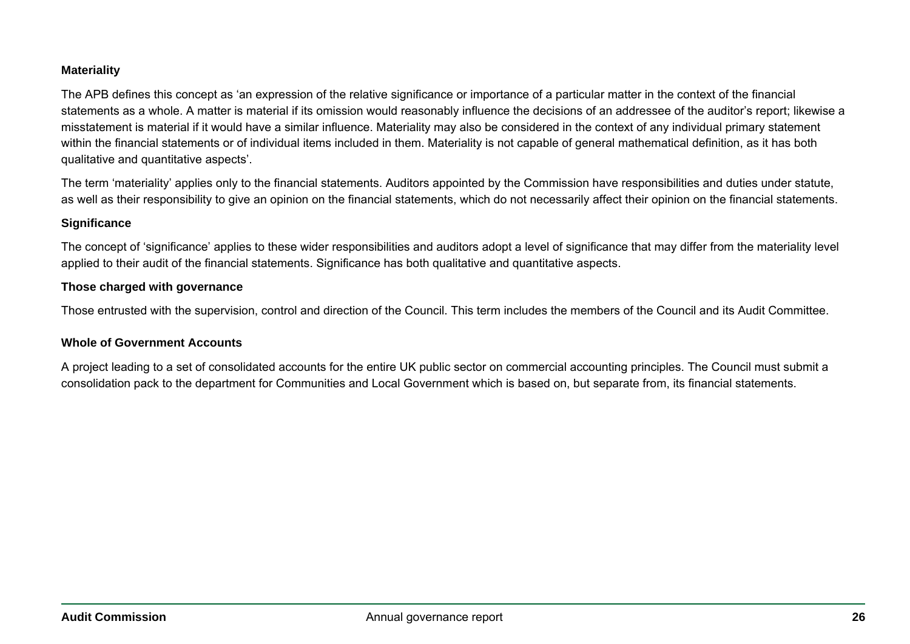**Materiality**

The APB defines this concept as 'an expression of the relative significance or importance of a particular matter in the context of the financial statements as a whole. A matter is material if its omission would reasonably influence the decisions of an addressee of the auditor's report; likewise a misstatement is material if it would have a similar influence. Materiality may also be considered in the context of any individual primary statement within the financial statements or of individual items included in them. Materiality is not capable of general mathematical definition, as it has both qualitative and quantitative aspects'.

The term 'materiality' applies only to the financial statements. Auditors appointed by the Commission have responsibilities and duties under statute, as well as their responsibility to give an opinion on the financial statements, which do not necessarily affect their opinion on the financial statements.

**Significance**

The concept of 'significance' applies to these wider responsibilities and auditors adopt a level of significance that may differ from the materiality level applied to their audit of the financial statements. Significance has both qualitative and quantitative aspects.

**Those charged with governance**

Those entrusted with the supervision, control and direction of the Council. This term includes the members of the Council and its Audit Committee.

**Whole of Government Accounts**

A project leading to a set of consolidated accounts for the entire UK public sector on commercial accounting principles. The Council must submit a consolidation pack to the department for Communities and Local Government which is based on, but separate from, its financial statements.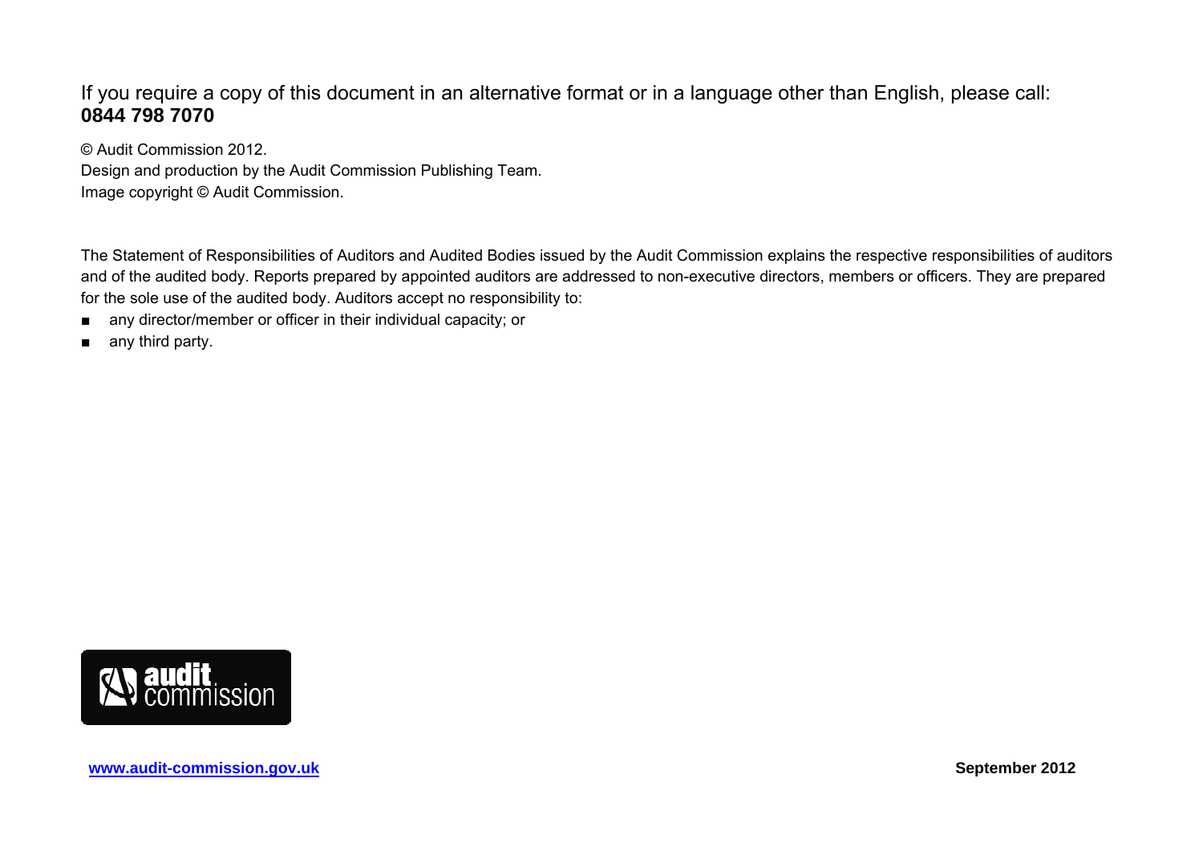If you require a copy of this document in an alternative format or in a language other than English, please call:
**0844 798 7070**

© Audit Commission 2012.
Design and production by the Audit Commission Publishing Team.
Image copyright © Audit Commission.

The Statement of Responsibilities of Auditors and Audited Bodies issued by the Audit Commission explains the respective responsibilities of auditors and of the audited body. Reports prepared by appointed auditors are addressed to non-executive directors, members or officers. They are prepared for the sole use of the audited body. Auditors accept no responsibility to:

- any director/member or officer in their individual capacity; or
- any third party.

audit commission

**www.audit-commission.gov.uk**

**September 2012**